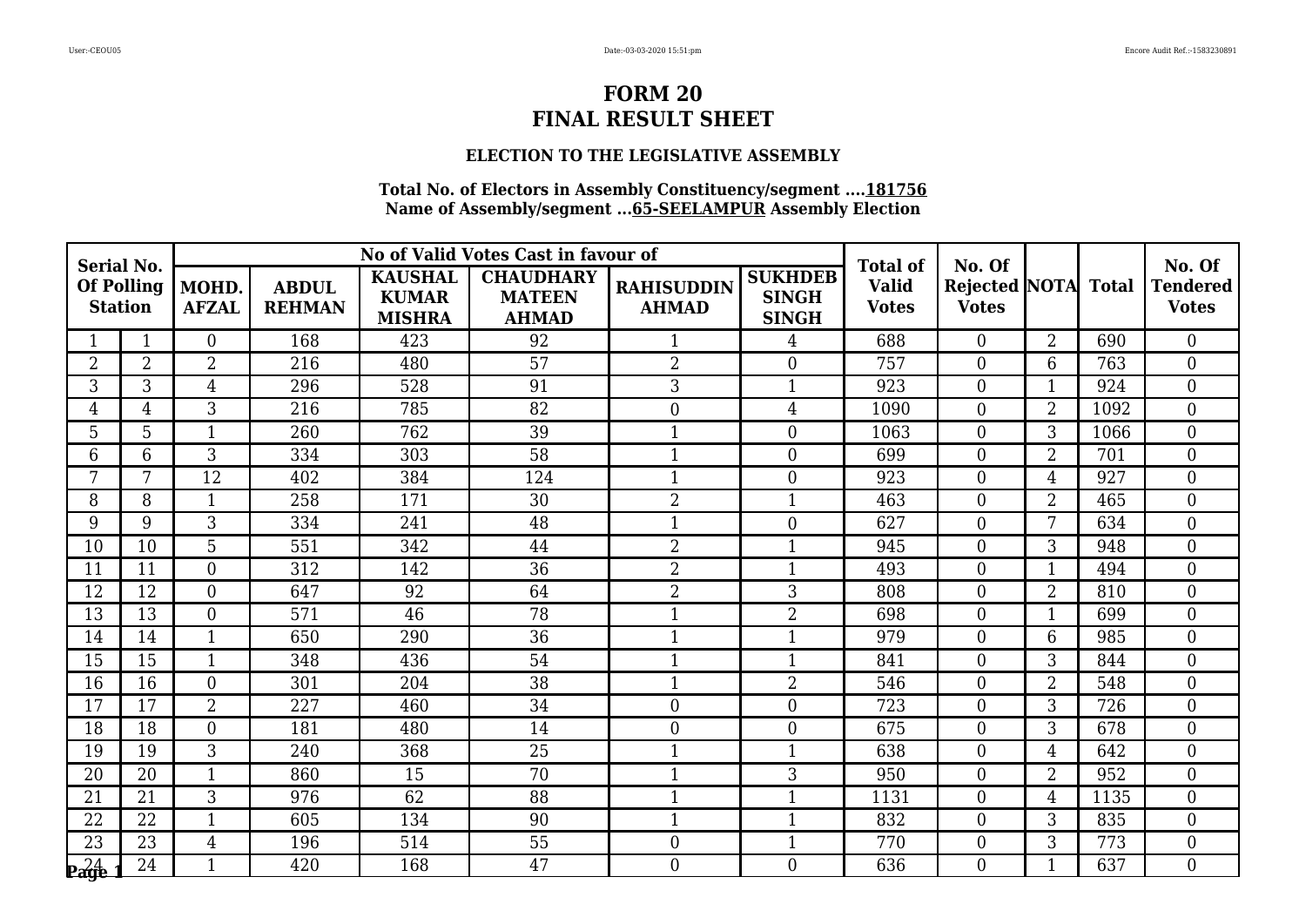# FORM 20
# FINAL RESULT SHEET

### ELECTION TO THE LEGISLATIVE ASSEMBLY

**Total No. of Electors in Assembly Constituency/segment ....181756**
**Name of Assembly/segment ...65-SEELAMPUR Assembly Election**

| Serial No. Of Polling Station | | No of Valid Votes Cast in favour of | | | | | | Total of Valid Votes | No. Of Rejected Votes | NOTA | Total | No. Of Tendered Votes |
|---|---|---|---|---|---|---|---|---|---|---|---|---|
| | | MOHD. AFZAL | ABDUL REHMAN | KAUSHAL KUMAR MISHRA | CHAUDHARY MATEEN AHMAD | RAHISUDDIN AHMAD | SUKHDEB SINGH SINGH | | | | | |
| 1 | 1 | 0 | 168 | 423 | 92 | 1 | 4 | 688 | 0 | 2 | 690 | 0 |
| 2 | 2 | 2 | 216 | 480 | 57 | 2 | 0 | 757 | 0 | 6 | 763 | 0 |
| 3 | 3 | 4 | 296 | 528 | 91 | 3 | 1 | 923 | 0 | 1 | 924 | 0 |
| 4 | 4 | 3 | 216 | 785 | 82 | 0 | 4 | 1090 | 0 | 2 | 1092 | 0 |
| 5 | 5 | 1 | 260 | 762 | 39 | 1 | 0 | 1063 | 0 | 3 | 1066 | 0 |
| 6 | 6 | 3 | 334 | 303 | 58 | 1 | 0 | 699 | 0 | 2 | 701 | 0 |
| 7 | 7 | 12 | 402 | 384 | 124 | 1 | 0 | 923 | 0 | 4 | 927 | 0 |
| 8 | 8 | 1 | 258 | 171 | 30 | 2 | 1 | 463 | 0 | 2 | 465 | 0 |
| 9 | 9 | 3 | 334 | 241 | 48 | 1 | 0 | 627 | 0 | 7 | 634 | 0 |
| 10 | 10 | 5 | 551 | 342 | 44 | 2 | 1 | 945 | 0 | 3 | 948 | 0 |
| 11 | 11 | 0 | 312 | 142 | 36 | 2 | 1 | 493 | 0 | 1 | 494 | 0 |
| 12 | 12 | 0 | 647 | 92 | 64 | 2 | 3 | 808 | 0 | 2 | 810 | 0 |
| 13 | 13 | 0 | 571 | 46 | 78 | 1 | 2 | 698 | 0 | 1 | 699 | 0 |
| 14 | 14 | 1 | 650 | 290 | 36 | 1 | 1 | 979 | 0 | 6 | 985 | 0 |
| 15 | 15 | 1 | 348 | 436 | 54 | 1 | 1 | 841 | 0 | 3 | 844 | 0 |
| 16 | 16 | 0 | 301 | 204 | 38 | 1 | 2 | 546 | 0 | 2 | 548 | 0 |
| 17 | 17 | 2 | 227 | 460 | 34 | 0 | 0 | 723 | 0 | 3 | 726 | 0 |
| 18 | 18 | 0 | 181 | 480 | 14 | 0 | 0 | 675 | 0 | 3 | 678 | 0 |
| 19 | 19 | 3 | 240 | 368 | 25 | 1 | 1 | 638 | 0 | 4 | 642 | 0 |
| 20 | 20 | 1 | 860 | 15 | 70 | 1 | 3 | 950 | 0 | 2 | 952 | 0 |
| 21 | 21 | 3 | 976 | 62 | 88 | 1 | 1 | 1131 | 0 | 4 | 1135 | 0 |
| 22 | 22 | 1 | 605 | 134 | 90 | 1 | 1 | 832 | 0 | 3 | 835 | 0 |
| 23 | 23 | 4 | 196 | 514 | 55 | 0 | 1 | 770 | 0 | 3 | 773 | 0 |
| 24 | 24 | 1 | 420 | 168 | 47 | 0 | 0 | 636 | 0 | 1 | 637 | 0 |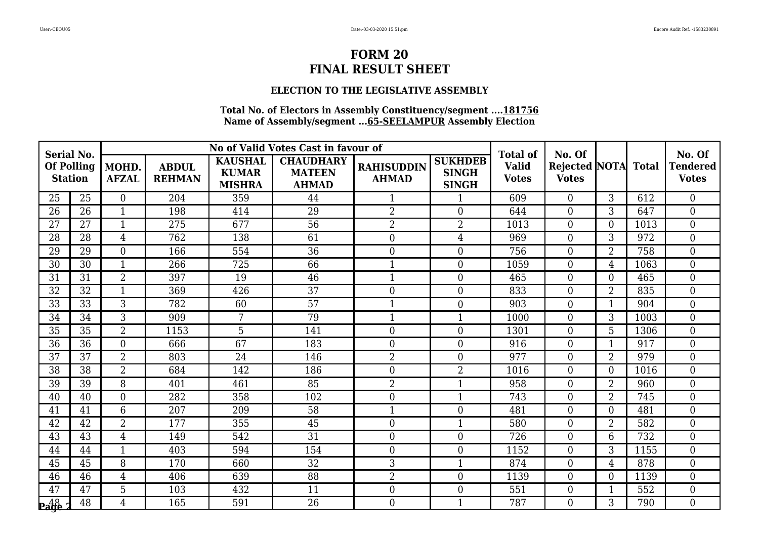# FORM 20
# FINAL RESULT SHEET

### ELECTION TO THE LEGISLATIVE ASSEMBLY

**Total No. of Electors in Assembly Constituency/segment ....181756**
**Name of Assembly/segment ...65-SEELAMPUR Assembly Election**

| Serial No. Of Polling Station | | No of Valid Votes Cast in favour of | | | | | | Total of Valid Votes | No. Of Rejected Votes | NOTA | Total | No. Of Tendered Votes |
|---|---|---|---|---|---|---|---|---|---|---|---|---|
| | | MOHD. AFZAL | ABDUL REHMAN | KAUSHAL KUMAR MISHRA | CHAUDHARY MATEEN AHMAD | RAHISUDDIN AHMAD | SUKHDEB SINGH SINGH | | | | | |
| 25 | 25 | 0 | 204 | 359 | 44 | 1 | 1 | 609 | 0 | 3 | 612 | 0 |
| 26 | 26 | 1 | 198 | 414 | 29 | 2 | 0 | 644 | 0 | 3 | 647 | 0 |
| 27 | 27 | 1 | 275 | 677 | 56 | 2 | 2 | 1013 | 0 | 0 | 1013 | 0 |
| 28 | 28 | 4 | 762 | 138 | 61 | 0 | 4 | 969 | 0 | 3 | 972 | 0 |
| 29 | 29 | 0 | 166 | 554 | 36 | 0 | 0 | 756 | 0 | 2 | 758 | 0 |
| 30 | 30 | 1 | 266 | 725 | 66 | 1 | 0 | 1059 | 0 | 4 | 1063 | 0 |
| 31 | 31 | 2 | 397 | 19 | 46 | 1 | 0 | 465 | 0 | 0 | 465 | 0 |
| 32 | 32 | 1 | 369 | 426 | 37 | 0 | 0 | 833 | 0 | 2 | 835 | 0 |
| 33 | 33 | 3 | 782 | 60 | 57 | 1 | 0 | 903 | 0 | 1 | 904 | 0 |
| 34 | 34 | 3 | 909 | 7 | 79 | 1 | 1 | 1000 | 0 | 3 | 1003 | 0 |
| 35 | 35 | 2 | 1153 | 5 | 141 | 0 | 0 | 1301 | 0 | 5 | 1306 | 0 |
| 36 | 36 | 0 | 666 | 67 | 183 | 0 | 0 | 916 | 0 | 1 | 917 | 0 |
| 37 | 37 | 2 | 803 | 24 | 146 | 2 | 0 | 977 | 0 | 2 | 979 | 0 |
| 38 | 38 | 2 | 684 | 142 | 186 | 0 | 2 | 1016 | 0 | 0 | 1016 | 0 |
| 39 | 39 | 8 | 401 | 461 | 85 | 2 | 1 | 958 | 0 | 2 | 960 | 0 |
| 40 | 40 | 0 | 282 | 358 | 102 | 0 | 1 | 743 | 0 | 2 | 745 | 0 |
| 41 | 41 | 6 | 207 | 209 | 58 | 1 | 0 | 481 | 0 | 0 | 481 | 0 |
| 42 | 42 | 2 | 177 | 355 | 45 | 0 | 1 | 580 | 0 | 2 | 582 | 0 |
| 43 | 43 | 4 | 149 | 542 | 31 | 0 | 0 | 726 | 0 | 6 | 732 | 0 |
| 44 | 44 | 1 | 403 | 594 | 154 | 0 | 0 | 1152 | 0 | 3 | 1155 | 0 |
| 45 | 45 | 8 | 170 | 660 | 32 | 3 | 1 | 874 | 0 | 4 | 878 | 0 |
| 46 | 46 | 4 | 406 | 639 | 88 | 2 | 0 | 1139 | 0 | 0 | 1139 | 0 |
| 47 | 47 | 5 | 103 | 432 | 11 | 0 | 0 | 551 | 0 | 1 | 552 | 0 |
| 48 | 48 | 4 | 165 | 591 | 26 | 0 | 1 | 787 | 0 | 3 | 790 | 0 |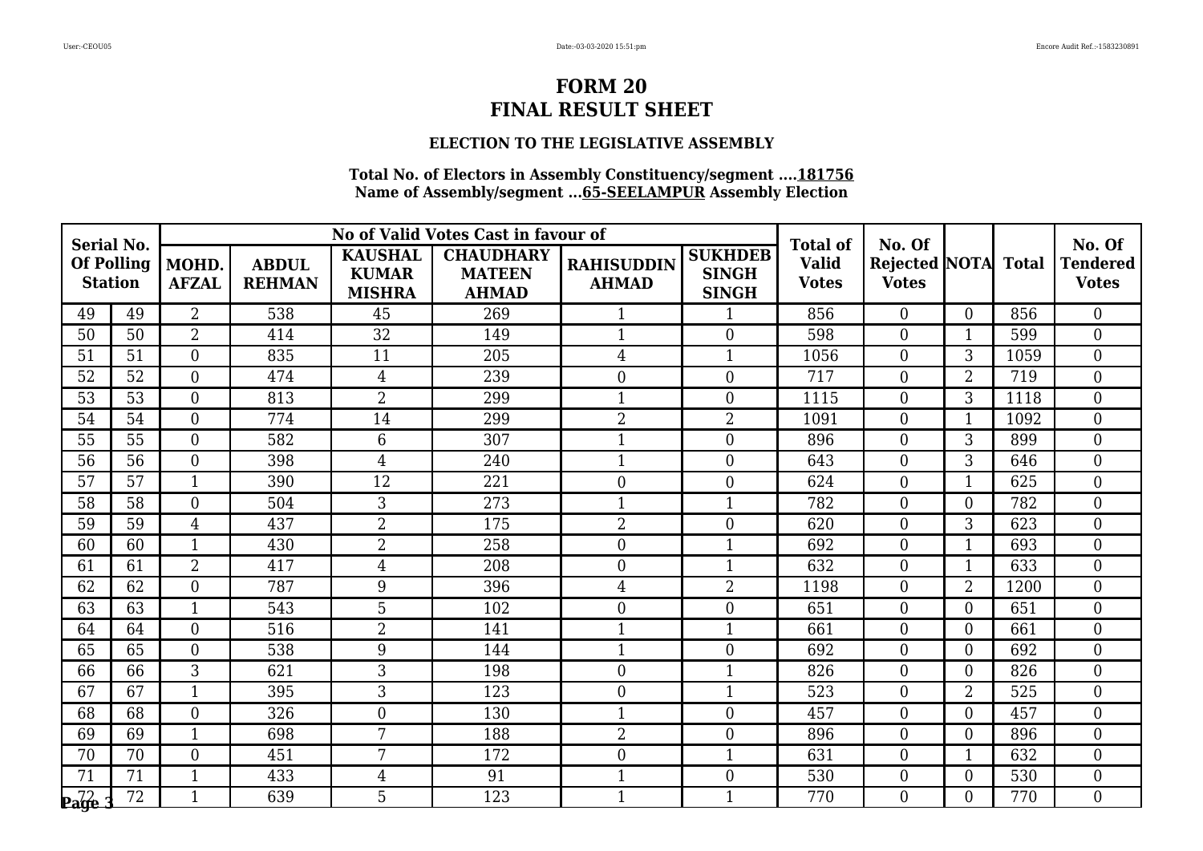# FORM 20
# FINAL RESULT SHEET

### ELECTION TO THE LEGISLATIVE ASSEMBLY

**Total No. of Electors in Assembly Constituency/segment ....181756**
**Name of Assembly/segment ...65-SEELAMPUR Assembly Election**

| Serial No. Of Polling Station | | No of Valid Votes Cast in favour of | | | | | | Total of Valid Votes | No. Of Rejected Votes | NOTA | Total | No. Of Tendered Votes |
|---|---|---|---|---|---|---|---|---|---|---|---|---|
| | | MOHD. AFZAL | ABDUL REHMAN | KAUSHAL KUMAR MISHRA | CHAUDHARY MATEEN AHMAD | RAHISUDDIN AHMAD | SUKHDEB SINGH SINGH | | | | | |
| 49 | 49 | 2 | 538 | 45 | 269 | 1 | 1 | 856 | 0 | 0 | 856 | 0 |
| 50 | 50 | 2 | 414 | 32 | 149 | 1 | 0 | 598 | 0 | 1 | 599 | 0 |
| 51 | 51 | 0 | 835 | 11 | 205 | 4 | 1 | 1056 | 0 | 3 | 1059 | 0 |
| 52 | 52 | 0 | 474 | 4 | 239 | 0 | 0 | 717 | 0 | 2 | 719 | 0 |
| 53 | 53 | 0 | 813 | 2 | 299 | 1 | 0 | 1115 | 0 | 3 | 1118 | 0 |
| 54 | 54 | 0 | 774 | 14 | 299 | 2 | 2 | 1091 | 0 | 1 | 1092 | 0 |
| 55 | 55 | 0 | 582 | 6 | 307 | 1 | 0 | 896 | 0 | 3 | 899 | 0 |
| 56 | 56 | 0 | 398 | 4 | 240 | 1 | 0 | 643 | 0 | 3 | 646 | 0 |
| 57 | 57 | 1 | 390 | 12 | 221 | 0 | 0 | 624 | 0 | 1 | 625 | 0 |
| 58 | 58 | 0 | 504 | 3 | 273 | 1 | 1 | 782 | 0 | 0 | 782 | 0 |
| 59 | 59 | 4 | 437 | 2 | 175 | 2 | 0 | 620 | 0 | 3 | 623 | 0 |
| 60 | 60 | 1 | 430 | 2 | 258 | 0 | 1 | 692 | 0 | 1 | 693 | 0 |
| 61 | 61 | 2 | 417 | 4 | 208 | 0 | 1 | 632 | 0 | 1 | 633 | 0 |
| 62 | 62 | 0 | 787 | 9 | 396 | 4 | 2 | 1198 | 0 | 2 | 1200 | 0 |
| 63 | 63 | 1 | 543 | 5 | 102 | 0 | 0 | 651 | 0 | 0 | 651 | 0 |
| 64 | 64 | 0 | 516 | 2 | 141 | 1 | 1 | 661 | 0 | 0 | 661 | 0 |
| 65 | 65 | 0 | 538 | 9 | 144 | 1 | 0 | 692 | 0 | 0 | 692 | 0 |
| 66 | 66 | 3 | 621 | 3 | 198 | 0 | 1 | 826 | 0 | 0 | 826 | 0 |
| 67 | 67 | 1 | 395 | 3 | 123 | 0 | 1 | 523 | 0 | 2 | 525 | 0 |
| 68 | 68 | 0 | 326 | 0 | 130 | 1 | 0 | 457 | 0 | 0 | 457 | 0 |
| 69 | 69 | 1 | 698 | 7 | 188 | 2 | 0 | 896 | 0 | 0 | 896 | 0 |
| 70 | 70 | 0 | 451 | 7 | 172 | 0 | 1 | 631 | 0 | 1 | 632 | 0 |
| 71 | 71 | 1 | 433 | 4 | 91 | 1 | 0 | 530 | 0 | 0 | 530 | 0 |
| 72 | 72 | 1 | 639 | 5 | 123 | 1 | 1 | 770 | 0 | 0 | 770 | 0 |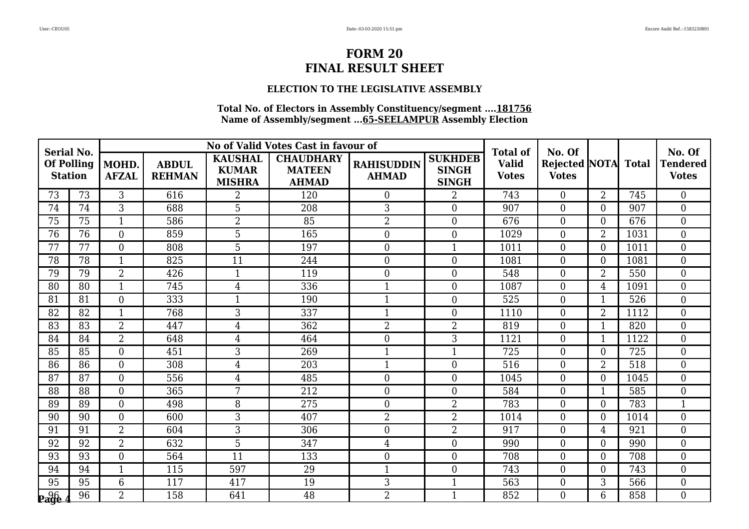# FORM 20
# FINAL RESULT SHEET

### ELECTION TO THE LEGISLATIVE ASSEMBLY

**Total No. of Electors in Assembly Constituency/segment ....181756**
**Name of Assembly/segment ...65-SEELAMPUR Assembly Election**

| Serial No. Of Polling Station | | No of Valid Votes Cast in favour of | | | | | | Total of Valid Votes | No. Of Rejected Votes | NOTA | Total | No. Of Tendered Votes |
|---|---|---|---|---|---|---|---|---|---|---|---|---|
| | | MOHD. AFZAL | ABDUL REHMAN | KAUSHAL KUMAR MISHRA | CHAUDHARY MATEEN AHMAD | RAHISUDDIN AHMAD | SUKHDEB SINGH SINGH | | | | | |
| 73 | 73 | 3 | 616 | 2 | 120 | 0 | 2 | 743 | 0 | 2 | 745 | 0 |
| 74 | 74 | 3 | 688 | 5 | 208 | 3 | 0 | 907 | 0 | 0 | 907 | 0 |
| 75 | 75 | 1 | 586 | 2 | 85 | 2 | 0 | 676 | 0 | 0 | 676 | 0 |
| 76 | 76 | 0 | 859 | 5 | 165 | 0 | 0 | 1029 | 0 | 2 | 1031 | 0 |
| 77 | 77 | 0 | 808 | 5 | 197 | 0 | 1 | 1011 | 0 | 0 | 1011 | 0 |
| 78 | 78 | 1 | 825 | 11 | 244 | 0 | 0 | 1081 | 0 | 0 | 1081 | 0 |
| 79 | 79 | 2 | 426 | 1 | 119 | 0 | 0 | 548 | 0 | 2 | 550 | 0 |
| 80 | 80 | 1 | 745 | 4 | 336 | 1 | 0 | 1087 | 0 | 4 | 1091 | 0 |
| 81 | 81 | 0 | 333 | 1 | 190 | 1 | 0 | 525 | 0 | 1 | 526 | 0 |
| 82 | 82 | 1 | 768 | 3 | 337 | 1 | 0 | 1110 | 0 | 2 | 1112 | 0 |
| 83 | 83 | 2 | 447 | 4 | 362 | 2 | 2 | 819 | 0 | 1 | 820 | 0 |
| 84 | 84 | 2 | 648 | 4 | 464 | 0 | 3 | 1121 | 0 | 1 | 1122 | 0 |
| 85 | 85 | 0 | 451 | 3 | 269 | 1 | 1 | 725 | 0 | 0 | 725 | 0 |
| 86 | 86 | 0 | 308 | 4 | 203 | 1 | 0 | 516 | 0 | 2 | 518 | 0 |
| 87 | 87 | 0 | 556 | 4 | 485 | 0 | 0 | 1045 | 0 | 0 | 1045 | 0 |
| 88 | 88 | 0 | 365 | 7 | 212 | 0 | 0 | 584 | 0 | 1 | 585 | 0 |
| 89 | 89 | 0 | 498 | 8 | 275 | 0 | 2 | 783 | 0 | 0 | 783 | 1 |
| 90 | 90 | 0 | 600 | 3 | 407 | 2 | 2 | 1014 | 0 | 0 | 1014 | 0 |
| 91 | 91 | 2 | 604 | 3 | 306 | 0 | 2 | 917 | 0 | 4 | 921 | 0 |
| 92 | 92 | 2 | 632 | 5 | 347 | 4 | 0 | 990 | 0 | 0 | 990 | 0 |
| 93 | 93 | 0 | 564 | 11 | 133 | 0 | 0 | 708 | 0 | 0 | 708 | 0 |
| 94 | 94 | 1 | 115 | 597 | 29 | 1 | 0 | 743 | 0 | 0 | 743 | 0 |
| 95 | 95 | 6 | 117 | 417 | 19 | 3 | 1 | 563 | 0 | 3 | 566 | 0 |
| 96 | 96 | 2 | 158 | 641 | 48 | 2 | 1 | 852 | 0 | 6 | 858 | 0 |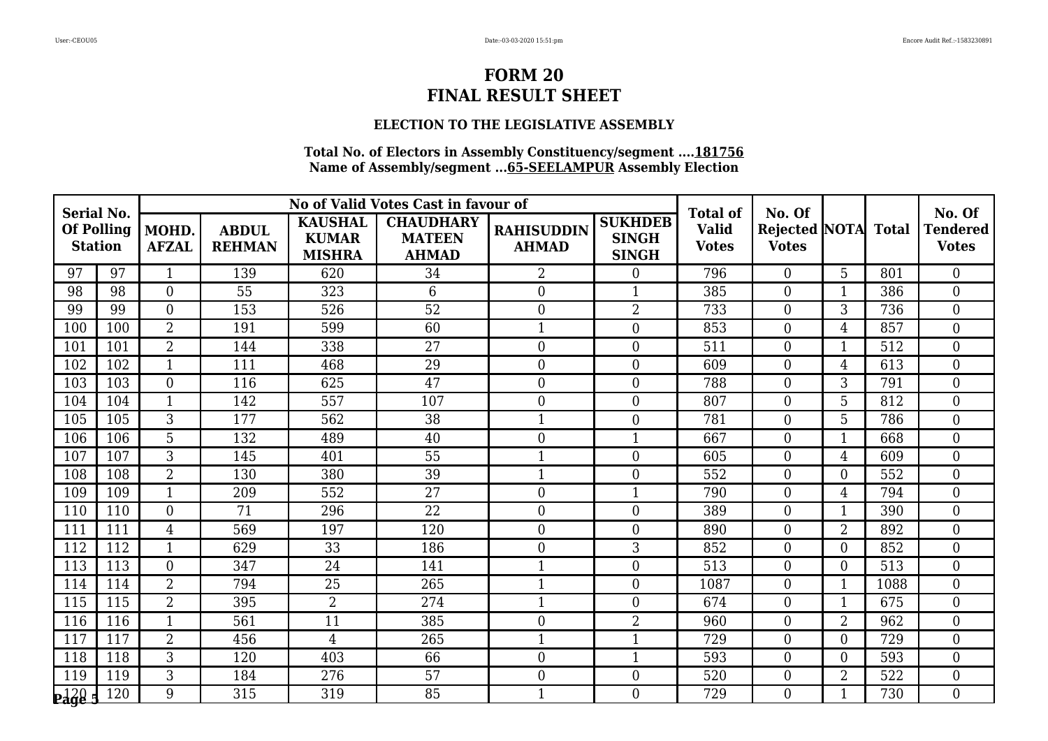# FORM 20
# FINAL RESULT SHEET

### ELECTION TO THE LEGISLATIVE ASSEMBLY

**Total No. of Electors in Assembly Constituency/segment ....181756**
**Name of Assembly/segment ...65-SEELAMPUR Assembly Election**

| Serial No. Of Polling Station | | No of Valid Votes Cast in favour of | | | | | | Total of Valid Votes | No. Of Rejected Votes | NOTA | Total | No. Of Tendered Votes |
|---|---|---|---|---|---|---|---|---|---|---|---|---|
| | | MOHD. AFZAL | ABDUL REHMAN | KAUSHAL KUMAR MISHRA | CHAUDHARY MATEEN AHMAD | RAHISUDDIN AHMAD | SUKHDEB SINGH SINGH | | | | | |
| 97 | 97 | 1 | 139 | 620 | 34 | 2 | 0 | 796 | 0 | 5 | 801 | 0 |
| 98 | 98 | 0 | 55 | 323 | 6 | 0 | 1 | 385 | 0 | 1 | 386 | 0 |
| 99 | 99 | 0 | 153 | 526 | 52 | 0 | 2 | 733 | 0 | 3 | 736 | 0 |
| 100 | 100 | 2 | 191 | 599 | 60 | 1 | 0 | 853 | 0 | 4 | 857 | 0 |
| 101 | 101 | 2 | 144 | 338 | 27 | 0 | 0 | 511 | 0 | 1 | 512 | 0 |
| 102 | 102 | 1 | 111 | 468 | 29 | 0 | 0 | 609 | 0 | 4 | 613 | 0 |
| 103 | 103 | 0 | 116 | 625 | 47 | 0 | 0 | 788 | 0 | 3 | 791 | 0 |
| 104 | 104 | 1 | 142 | 557 | 107 | 0 | 0 | 807 | 0 | 5 | 812 | 0 |
| 105 | 105 | 3 | 177 | 562 | 38 | 1 | 0 | 781 | 0 | 5 | 786 | 0 |
| 106 | 106 | 5 | 132 | 489 | 40 | 0 | 1 | 667 | 0 | 1 | 668 | 0 |
| 107 | 107 | 3 | 145 | 401 | 55 | 1 | 0 | 605 | 0 | 4 | 609 | 0 |
| 108 | 108 | 2 | 130 | 380 | 39 | 1 | 0 | 552 | 0 | 0 | 552 | 0 |
| 109 | 109 | 1 | 209 | 552 | 27 | 0 | 1 | 790 | 0 | 4 | 794 | 0 |
| 110 | 110 | 0 | 71 | 296 | 22 | 0 | 0 | 389 | 0 | 1 | 390 | 0 |
| 111 | 111 | 4 | 569 | 197 | 120 | 0 | 0 | 890 | 0 | 2 | 892 | 0 |
| 112 | 112 | 1 | 629 | 33 | 186 | 0 | 3 | 852 | 0 | 0 | 852 | 0 |
| 113 | 113 | 0 | 347 | 24 | 141 | 1 | 0 | 513 | 0 | 0 | 513 | 0 |
| 114 | 114 | 2 | 794 | 25 | 265 | 1 | 0 | 1087 | 0 | 1 | 1088 | 0 |
| 115 | 115 | 2 | 395 | 2 | 274 | 1 | 0 | 674 | 0 | 1 | 675 | 0 |
| 116 | 116 | 1 | 561 | 11 | 385 | 0 | 2 | 960 | 0 | 2 | 962 | 0 |
| 117 | 117 | 2 | 456 | 4 | 265 | 1 | 1 | 729 | 0 | 0 | 729 | 0 |
| 118 | 118 | 3 | 120 | 403 | 66 | 0 | 1 | 593 | 0 | 0 | 593 | 0 |
| 119 | 119 | 3 | 184 | 276 | 57 | 0 | 0 | 520 | 0 | 2 | 522 | 0 |
| 120 | 120 | 9 | 315 | 319 | 85 | 1 | 0 | 729 | 0 | 1 | 730 | 0 |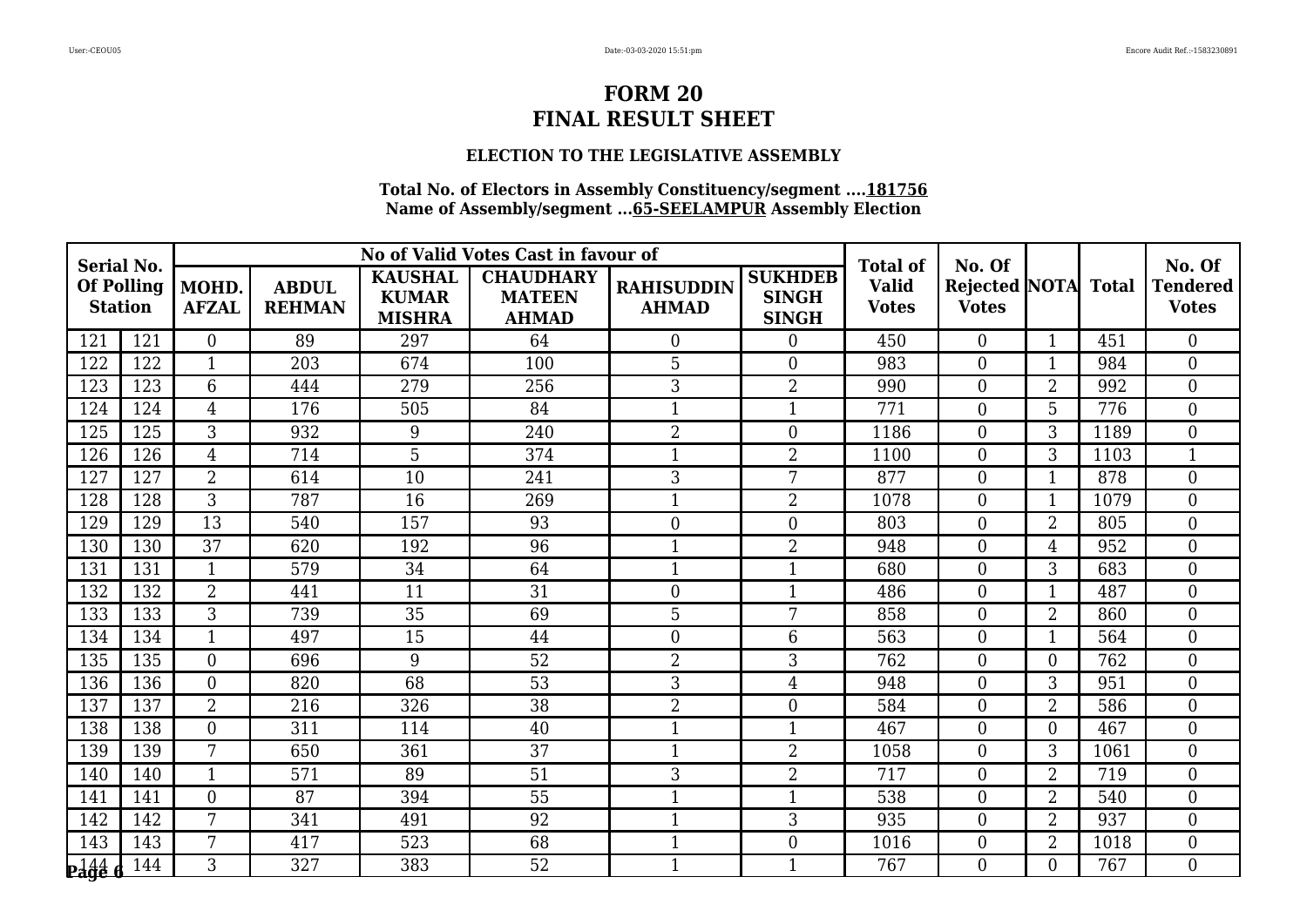# FORM 20
# FINAL RESULT SHEET

### ELECTION TO THE LEGISLATIVE ASSEMBLY

**Total No. of Electors in Assembly Constituency/segment ....181756**
**Name of Assembly/segment ...65-SEELAMPUR Assembly Election**

| Serial No. Of Polling Station | | No of Valid Votes Cast in favour of | | | | | | Total of Valid Votes | No. Of Rejected Votes | NOTA | Total | No. Of Tendered Votes |
|---|---|---|---|---|---|---|---|---|---|---|---|---|
| | | MOHD. AFZAL | ABDUL REHMAN | KAUSHAL KUMAR MISHRA | CHAUDHARY MATEEN AHMAD | RAHISUDDIN AHMAD | SUKHDEB SINGH SINGH | | | | | |
| 121 | 121 | 0 | 89 | 297 | 64 | 0 | 0 | 450 | 0 | 1 | 451 | 0 |
| 122 | 122 | 1 | 203 | 674 | 100 | 5 | 0 | 983 | 0 | 1 | 984 | 0 |
| 123 | 123 | 6 | 444 | 279 | 256 | 3 | 2 | 990 | 0 | 2 | 992 | 0 |
| 124 | 124 | 4 | 176 | 505 | 84 | 1 | 1 | 771 | 0 | 5 | 776 | 0 |
| 125 | 125 | 3 | 932 | 9 | 240 | 2 | 0 | 1186 | 0 | 3 | 1189 | 0 |
| 126 | 126 | 4 | 714 | 5 | 374 | 1 | 2 | 1100 | 0 | 3 | 1103 | 1 |
| 127 | 127 | 2 | 614 | 10 | 241 | 3 | 7 | 877 | 0 | 1 | 878 | 0 |
| 128 | 128 | 3 | 787 | 16 | 269 | 1 | 2 | 1078 | 0 | 1 | 1079 | 0 |
| 129 | 129 | 13 | 540 | 157 | 93 | 0 | 0 | 803 | 0 | 2 | 805 | 0 |
| 130 | 130 | 37 | 620 | 192 | 96 | 1 | 2 | 948 | 0 | 4 | 952 | 0 |
| 131 | 131 | 1 | 579 | 34 | 64 | 1 | 1 | 680 | 0 | 3 | 683 | 0 |
| 132 | 132 | 2 | 441 | 11 | 31 | 0 | 1 | 486 | 0 | 1 | 487 | 0 |
| 133 | 133 | 3 | 739 | 35 | 69 | 5 | 7 | 858 | 0 | 2 | 860 | 0 |
| 134 | 134 | 1 | 497 | 15 | 44 | 0 | 6 | 563 | 0 | 1 | 564 | 0 |
| 135 | 135 | 0 | 696 | 9 | 52 | 2 | 3 | 762 | 0 | 0 | 762 | 0 |
| 136 | 136 | 0 | 820 | 68 | 53 | 3 | 4 | 948 | 0 | 3 | 951 | 0 |
| 137 | 137 | 2 | 216 | 326 | 38 | 2 | 0 | 584 | 0 | 2 | 586 | 0 |
| 138 | 138 | 0 | 311 | 114 | 40 | 1 | 1 | 467 | 0 | 0 | 467 | 0 |
| 139 | 139 | 7 | 650 | 361 | 37 | 1 | 2 | 1058 | 0 | 3 | 1061 | 0 |
| 140 | 140 | 1 | 571 | 89 | 51 | 3 | 2 | 717 | 0 | 2 | 719 | 0 |
| 141 | 141 | 0 | 87 | 394 | 55 | 1 | 1 | 538 | 0 | 2 | 540 | 0 |
| 142 | 142 | 7 | 341 | 491 | 92 | 1 | 3 | 935 | 0 | 2 | 937 | 0 |
| 143 | 143 | 7 | 417 | 523 | 68 | 1 | 0 | 1016 | 0 | 2 | 1018 | 0 |
| 144 | 144 | 3 | 327 | 383 | 52 | 1 | 1 | 767 | 0 | 0 | 767 | 0 |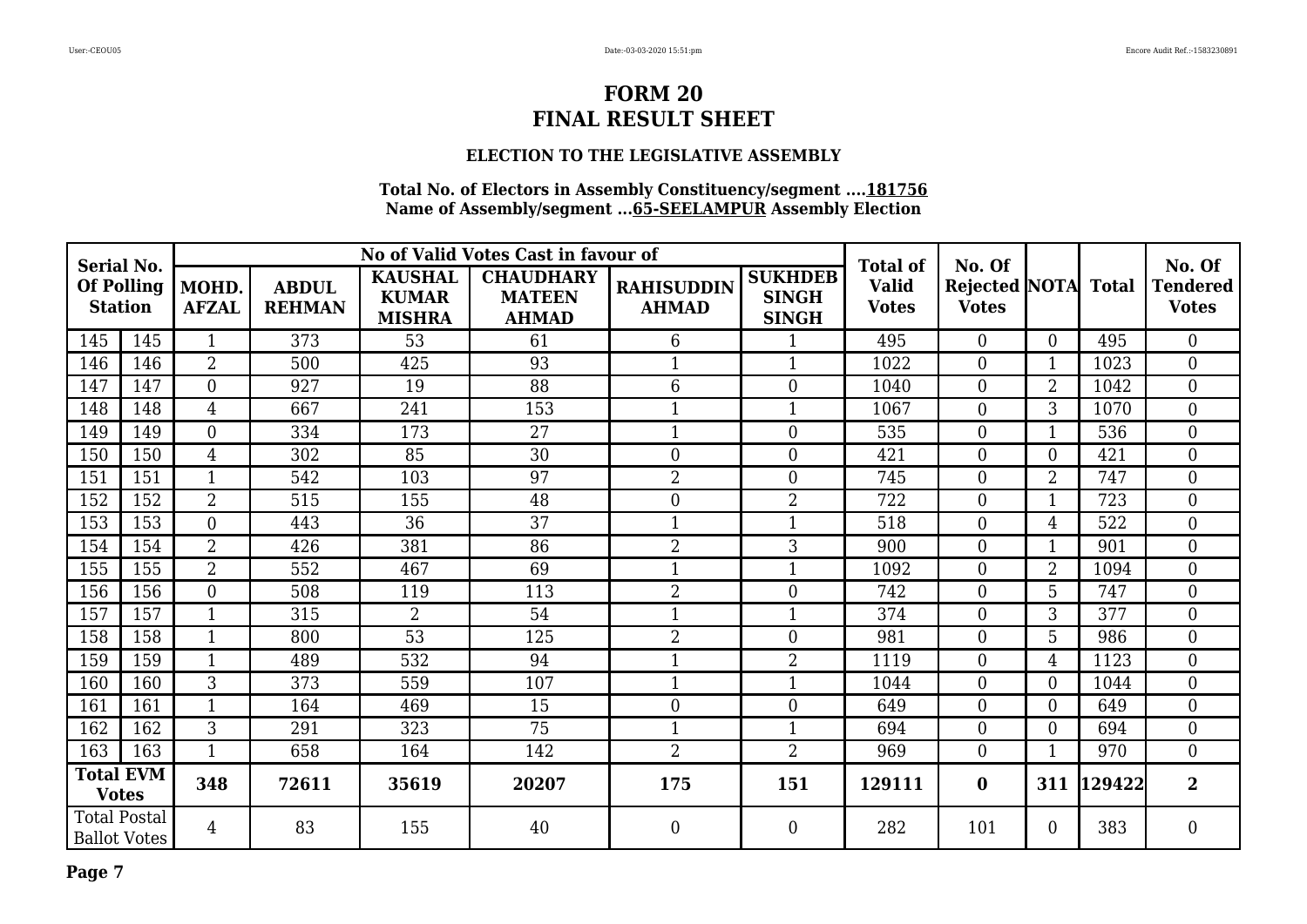# FORM 20
# FINAL RESULT SHEET

### ELECTION TO THE LEGISLATIVE ASSEMBLY

**Total No. of Electors in Assembly Constituency/segment ....181756**
**Name of Assembly/segment ...65-SEELAMPUR Assembly Election**

| Serial No. Of Polling Station | | MOHD. AFZAL | ABDUL REHMAN | KAUSHAL KUMAR MISHRA | CHAUDHARY MATEEN AHMAD | RAHISUDDIN AHMAD | SUKHDEB SINGH SINGH | Total of Valid Votes | No. Of Rejected Votes | NOTA | Total | No. Of Tendered Votes |
|---|---|---|---|---|---|---|---|---|---|---|---|---|
| | | No of Valid Votes Cast in favour of | | | | | | | | | | |
| 145 | 145 | 1 | 373 | 53 | 61 | 6 | 1 | 495 | 0 | 0 | 495 | 0 |
| 146 | 146 | 2 | 500 | 425 | 93 | 1 | 1 | 1022 | 0 | 1 | 1023 | 0 |
| 147 | 147 | 0 | 927 | 19 | 88 | 6 | 0 | 1040 | 0 | 2 | 1042 | 0 |
| 148 | 148 | 4 | 667 | 241 | 153 | 1 | 1 | 1067 | 0 | 3 | 1070 | 0 |
| 149 | 149 | 0 | 334 | 173 | 27 | 1 | 0 | 535 | 0 | 1 | 536 | 0 |
| 150 | 150 | 4 | 302 | 85 | 30 | 0 | 0 | 421 | 0 | 0 | 421 | 0 |
| 151 | 151 | 1 | 542 | 103 | 97 | 2 | 0 | 745 | 0 | 2 | 747 | 0 |
| 152 | 152 | 2 | 515 | 155 | 48 | 0 | 2 | 722 | 0 | 1 | 723 | 0 |
| 153 | 153 | 0 | 443 | 36 | 37 | 1 | 1 | 518 | 0 | 4 | 522 | 0 |
| 154 | 154 | 2 | 426 | 381 | 86 | 2 | 3 | 900 | 0 | 1 | 901 | 0 |
| 155 | 155 | 2 | 552 | 467 | 69 | 1 | 1 | 1092 | 0 | 2 | 1094 | 0 |
| 156 | 156 | 0 | 508 | 119 | 113 | 2 | 0 | 742 | 0 | 5 | 747 | 0 |
| 157 | 157 | 1 | 315 | 2 | 54 | 1 | 1 | 374 | 0 | 3 | 377 | 0 |
| 158 | 158 | 1 | 800 | 53 | 125 | 2 | 0 | 981 | 0 | 5 | 986 | 0 |
| 159 | 159 | 1 | 489 | 532 | 94 | 1 | 2 | 1119 | 0 | 4 | 1123 | 0 |
| 160 | 160 | 3 | 373 | 559 | 107 | 1 | 1 | 1044 | 0 | 0 | 1044 | 0 |
| 161 | 161 | 1 | 164 | 469 | 15 | 0 | 0 | 649 | 0 | 0 | 649 | 0 |
| 162 | 162 | 3 | 291 | 323 | 75 | 1 | 1 | 694 | 0 | 0 | 694 | 0 |
| 163 | 163 | 1 | 658 | 164 | 142 | 2 | 2 | 969 | 0 | 1 | 970 | 0 |
| **Total EVM Votes** | | **348** | **72611** | **35619** | **20207** | **175** | **151** | **129111** | **0** | **311** | **129422** | **2** |
| Total Postal Ballot Votes | | 4 | 83 | 155 | 40 | 0 | 0 | 282 | 101 | 0 | 383 | 0 |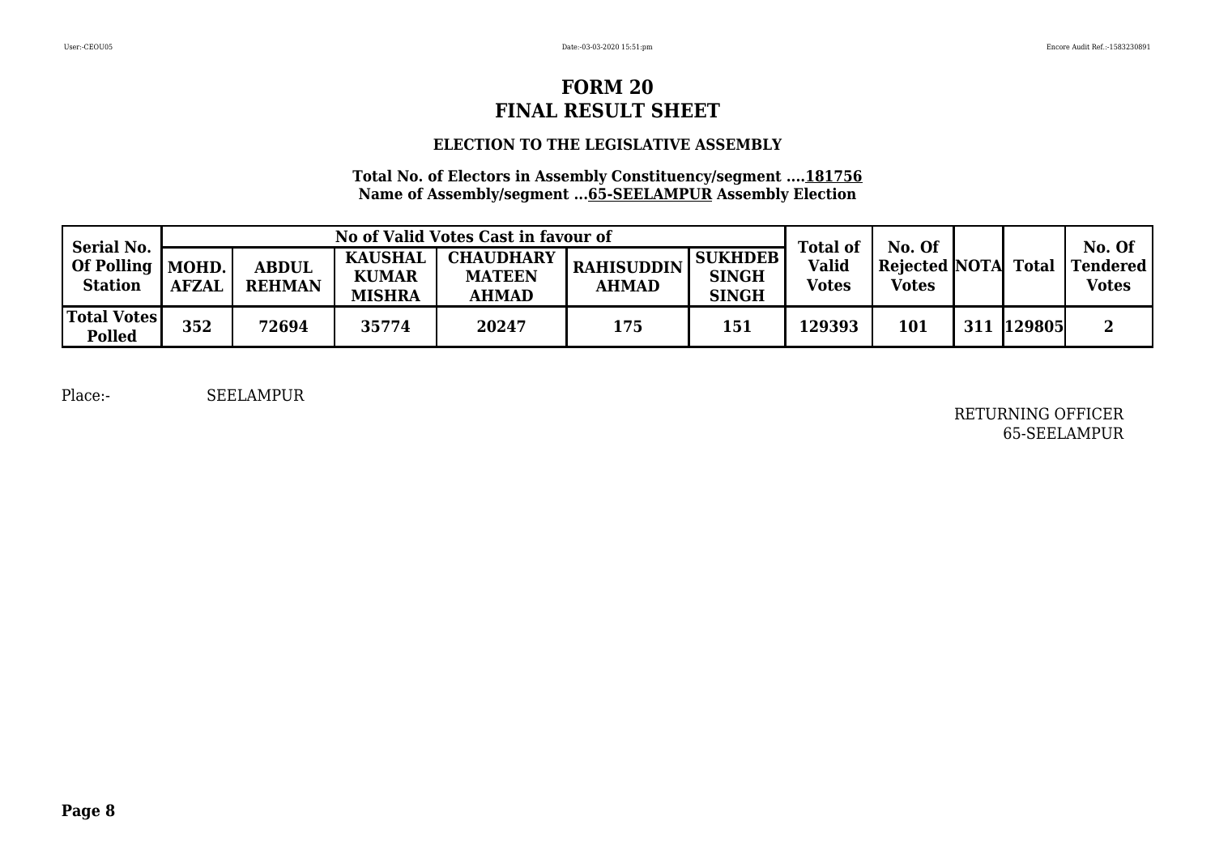# FORM 20
# FINAL RESULT SHEET

### ELECTION TO THE LEGISLATIVE ASSEMBLY

**Total No. of Electors in Assembly Constituency/segment ....181756**
**Name of Assembly/segment ...65-SEELAMPUR Assembly Election**

| Serial No. Of Polling Station | No of Valid Votes Cast in favour of | | | | | | Total of Valid Votes | No. Of Rejected Votes | NOTA | Total | No. Of Tendered Votes |
|---|---|---|---|---|---|---|---|---|---|---|---|
| | MOHD. AFZAL | ABDUL REHMAN | KAUSHAL KUMAR MISHRA | CHAUDHARY MATEEN AHMAD | RAHISUDDIN AHMAD | SUKHDEB SINGH SINGH | | | | | |
| **Total Votes Polled** | 352 | 72694 | 35774 | 20247 | 175 | 151 | 129393 | 101 | 311 | 129805 | 2 |

Place:- SEELAMPUR

RETURNING OFFICER
65-SEELAMPUR